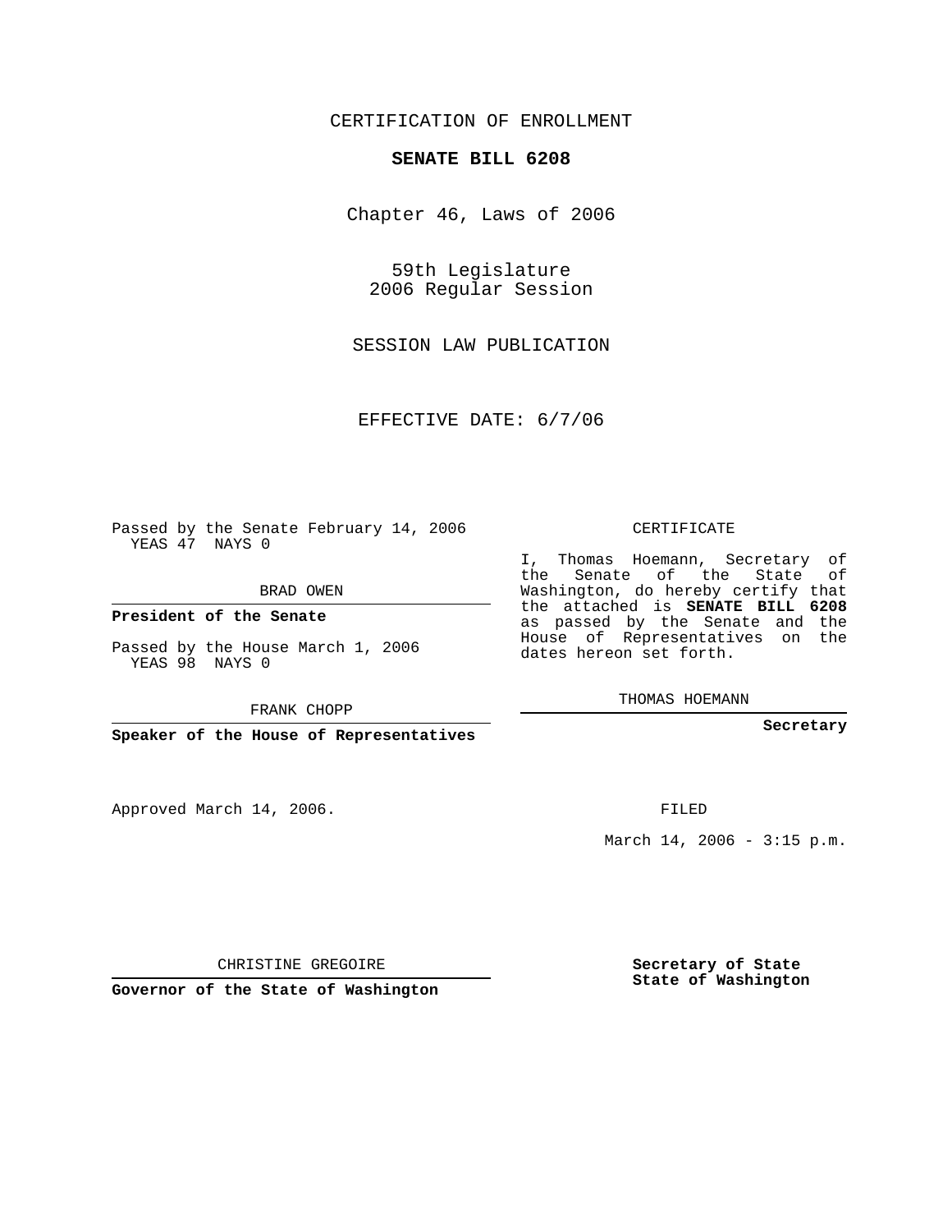CERTIFICATION OF ENROLLMENT

**SENATE BILL 6208**

Chapter 46, Laws of 2006

59th Legislature
2006 Regular Session

SESSION LAW PUBLICATION

EFFECTIVE DATE: 6/7/06

Passed by the Senate February 14, 2006
YEAS 47 NAYS 0

BRAD OWEN

**President of the Senate**

Passed by the House March 1, 2006
YEAS 98 NAYS 0

FRANK CHOPP

**Speaker of the House of Representatives**

CERTIFICATE

I, Thomas Hoemann, Secretary of the Senate of the State of Washington, do hereby certify that the attached is **SENATE BILL 6208** as passed by the Senate and the House of Representatives on the dates hereon set forth.

THOMAS HOEMANN

**Secretary**

Approved March 14, 2006.

FILED

March 14, 2006 - 3:15 p.m.

CHRISTINE GREGOIRE

**Governor of the State of Washington**

**Secretary of State**
**State of Washington**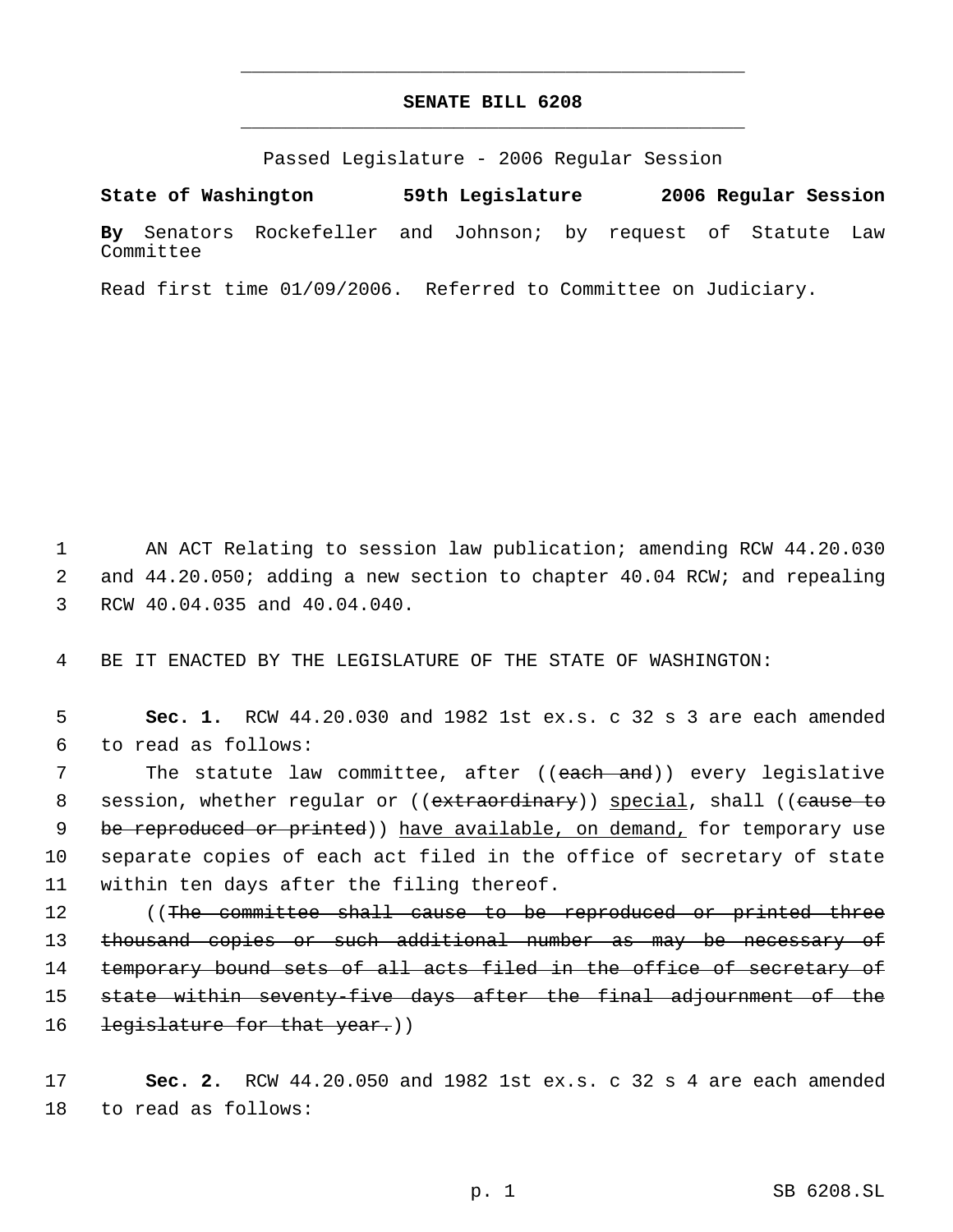# SENATE BILL 6208

Passed Legislature - 2006 Regular Session

**State of Washington 59th Legislature 2006 Regular Session**

**By** Senators Rockefeller and Johnson; by request of Statute Law Committee

Read first time 01/09/2006. Referred to Committee on Judiciary.

1 AN ACT Relating to session law publication; amending RCW 44.20.030
2 and 44.20.050; adding a new section to chapter 40.04 RCW; and repealing
3 RCW 40.04.035 and 40.04.040.

4 BE IT ENACTED BY THE LEGISLATURE OF THE STATE OF WASHINGTON:

5 **Sec. 1.** RCW 44.20.030 and 1982 1st ex.s. c 32 s 3 are each amended
6 to read as follows:

7 The statute law committee, after ((~~each and~~)) every legislative
8 session, whether regular or ((~~extraordinary~~)) <u>special</u>, shall ((~~cause to~~
9 ~~be reproduced or printed~~)) <u>have available, on demand,</u> for temporary use
10 separate copies of each act filed in the office of secretary of state
11 within ten days after the filing thereof.

12 ((~~The committee shall cause to be reproduced or printed three~~
13 ~~thousand copies or such additional number as may be necessary of~~
14 ~~temporary bound sets of all acts filed in the office of secretary of~~
15 ~~state within seventy-five days after the final adjournment of the~~
16 ~~legislature for that year.~~))

17 **Sec. 2.** RCW 44.20.050 and 1982 1st ex.s. c 32 s 4 are each amended
18 to read as follows: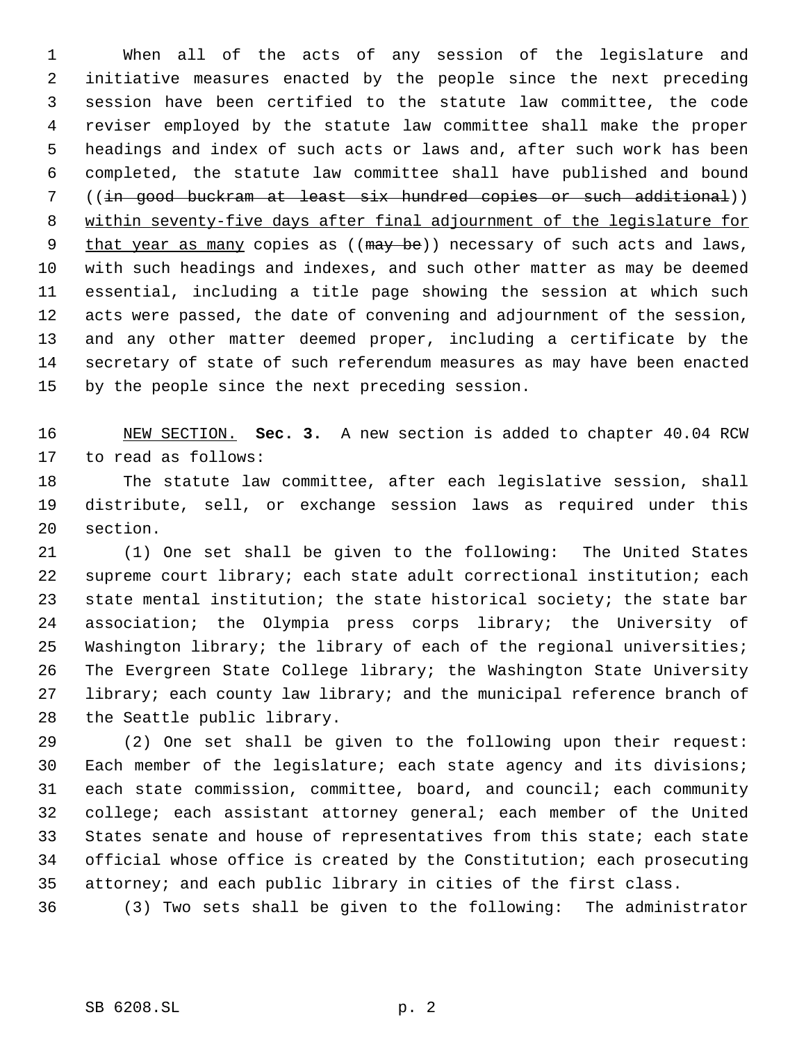When all of the acts of any session of the legislature and initiative measures enacted by the people since the next preceding session have been certified to the statute law committee, the code reviser employed by the statute law committee shall make the proper headings and index of such acts or laws and, after such work has been completed, the statute law committee shall have published and bound ((~~in good buckram at least six hundred copies or such additional~~)) <u>within seventy-five days after final adjournment of the legislature for that year as many</u> copies as ((~~may be~~)) necessary of such acts and laws, with such headings and indexes, and such other matter as may be deemed essential, including a title page showing the session at which such acts were passed, the date of convening and adjournment of the session, and any other matter deemed proper, including a certificate by the secretary of state of such referendum measures as may have been enacted by the people since the next preceding session.

<u>NEW SECTION.</u> **Sec. 3.** A new section is added to chapter 40.04 RCW to read as follows:

The statute law committee, after each legislative session, shall distribute, sell, or exchange session laws as required under this section.

(1) One set shall be given to the following: The United States supreme court library; each state adult correctional institution; each state mental institution; the state historical society; the state bar association; the Olympia press corps library; the University of Washington library; the library of each of the regional universities; The Evergreen State College library; the Washington State University library; each county law library; and the municipal reference branch of the Seattle public library.

(2) One set shall be given to the following upon their request: Each member of the legislature; each state agency and its divisions; each state commission, committee, board, and council; each community college; each assistant attorney general; each member of the United States senate and house of representatives from this state; each state official whose office is created by the Constitution; each prosecuting attorney; and each public library in cities of the first class.

(3) Two sets shall be given to the following: The administrator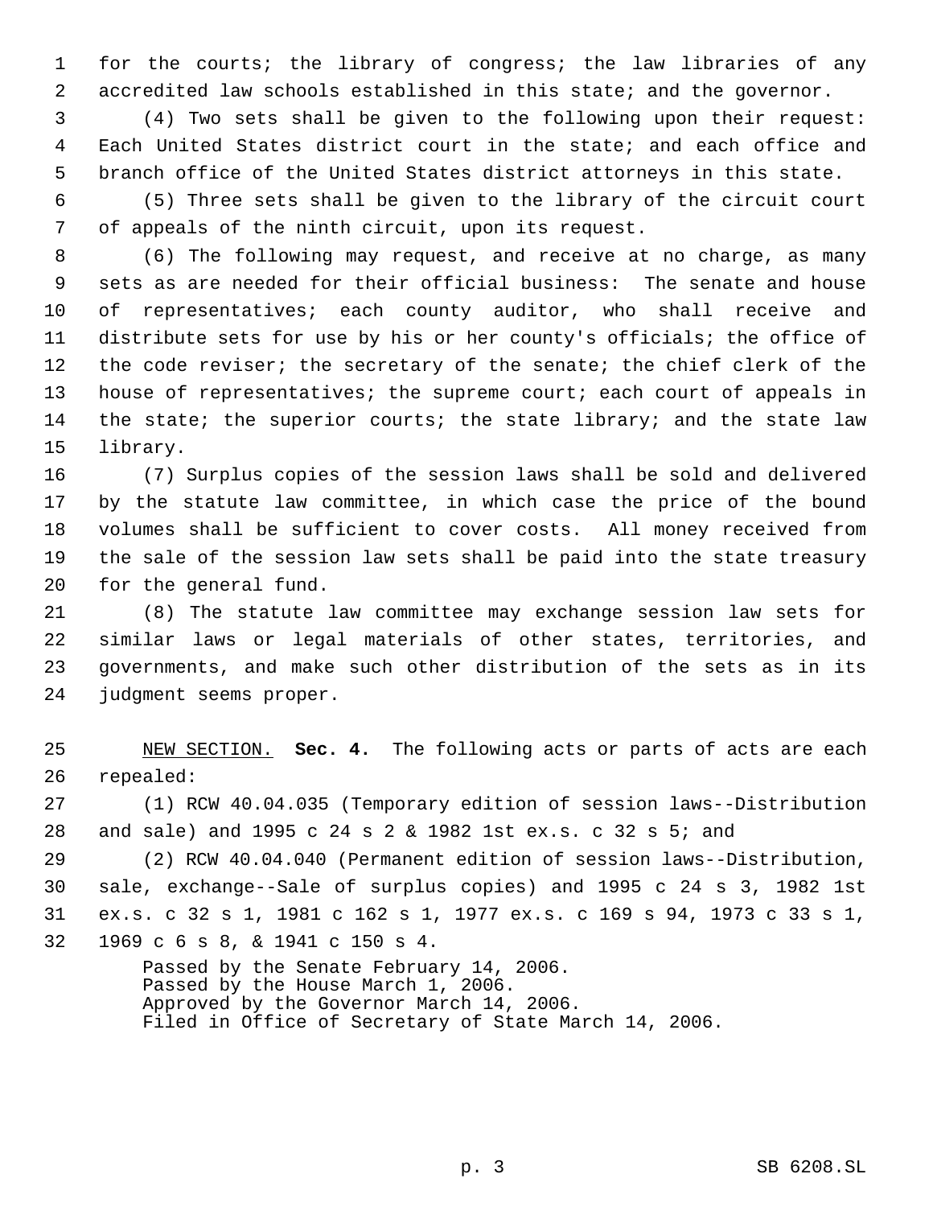for the courts; the library of congress; the law libraries of any accredited law schools established in this state; and the governor.

(4) Two sets shall be given to the following upon their request: Each United States district court in the state; and each office and branch office of the United States district attorneys in this state.

(5) Three sets shall be given to the library of the circuit court of appeals of the ninth circuit, upon its request.

(6) The following may request, and receive at no charge, as many sets as are needed for their official business: The senate and house of representatives; each county auditor, who shall receive and distribute sets for use by his or her county's officials; the office of the code reviser; the secretary of the senate; the chief clerk of the house of representatives; the supreme court; each court of appeals in the state; the superior courts; the state library; and the state law library.

(7) Surplus copies of the session laws shall be sold and delivered by the statute law committee, in which case the price of the bound volumes shall be sufficient to cover costs. All money received from the sale of the session law sets shall be paid into the state treasury for the general fund.

(8) The statute law committee may exchange session law sets for similar laws or legal materials of other states, territories, and governments, and make such other distribution of the sets as in its judgment seems proper.

NEW SECTION. **Sec. 4.** The following acts or parts of acts are each repealed:

(1) RCW 40.04.035 (Temporary edition of session laws--Distribution and sale) and 1995 c 24 s 2 & 1982 1st ex.s. c 32 s 5; and

(2) RCW 40.04.040 (Permanent edition of session laws--Distribution, sale, exchange--Sale of surplus copies) and 1995 c 24 s 3, 1982 1st ex.s. c 32 s 1, 1981 c 162 s 1, 1977 ex.s. c 169 s 94, 1973 c 33 s 1, 1969 c 6 s 8, & 1941 c 150 s 4.

Passed by the Senate February 14, 2006.
Passed by the House March 1, 2006.
Approved by the Governor March 14, 2006.
Filed in Office of Secretary of State March 14, 2006.